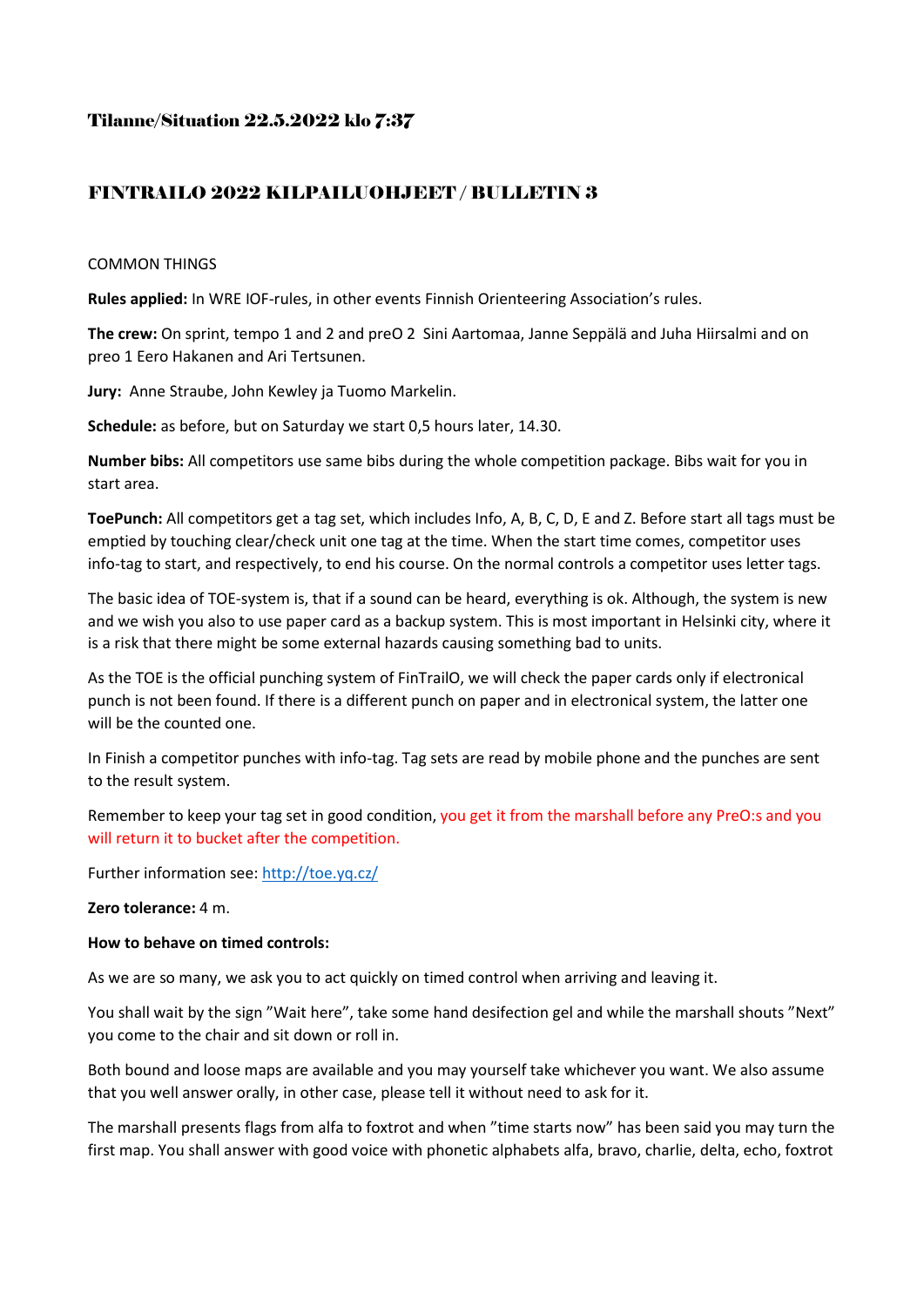### Tilanne/Situation 22.5.2022 klo 7:37

## FINTRAILO 2022 KILPAILUOHJEET / BULLETIN 3

COMMON THINGS

**Rules applied:** In WRE IOF-rules, in other events Finnish Orienteering Association's rules.

**The crew:** On sprint, tempo 1 and 2 and preO 2 Sini Aartomaa, Janne Seppälä and Juha Hiirsalmi and on preo 1 Eero Hakanen and Ari Tertsunen.

**Jury:** Anne Straube, John Kewley ja Tuomo Markelin.

**Schedule:** as before, but on Saturday we start 0,5 hours later, 14.30.

**Number bibs:** All competitors use same bibs during the whole competition package. Bibs wait for you in start area.

**ToePunch:** All competitors get a tag set, which includes Info, A, B, C, D, E and Z. Before start all tags must be emptied by touching clear/check unit one tag at the time. When the start time comes, competitor uses info-tag to start, and respectively, to end his course. On the normal controls a competitor uses letter tags.

The basic idea of TOE-system is, that if a sound can be heard, everything is ok. Although, the system is new and we wish you also to use paper card as a backup system. This is most important in Helsinki city, where it is a risk that there might be some external hazards causing something bad to units.

As the TOE is the official punching system of FinTrailO, we will check the paper cards only if electronical punch is not been found. If there is a different punch on paper and in electronical system, the latter one will be the counted one.

In Finish a competitor punches with info-tag. Tag sets are read by mobile phone and the punches are sent to the result system.

Remember to keep your tag set in good condition, you get it from the marshall before any PreO:s and you will return it to bucket after the competition.

Further information see: http://toe.yq.cz/

**Zero tolerance:** 4 m.

**How to behave on timed controls:**

As we are so many, we ask you to act quickly on timed control when arriving and leaving it.

You shall wait by the sign "Wait here", take some hand desifection gel and while the marshall shouts "Next" you come to the chair and sit down or roll in.

Both bound and loose maps are available and you may yourself take whichever you want. We also assume that you well answer orally, in other case, please tell it without need to ask for it.

The marshall presents flags from alfa to foxtrot and when "time starts now" has been said you may turn the first map. You shall answer with good voice with phonetic alphabets alfa, bravo, charlie, delta, echo, foxtrot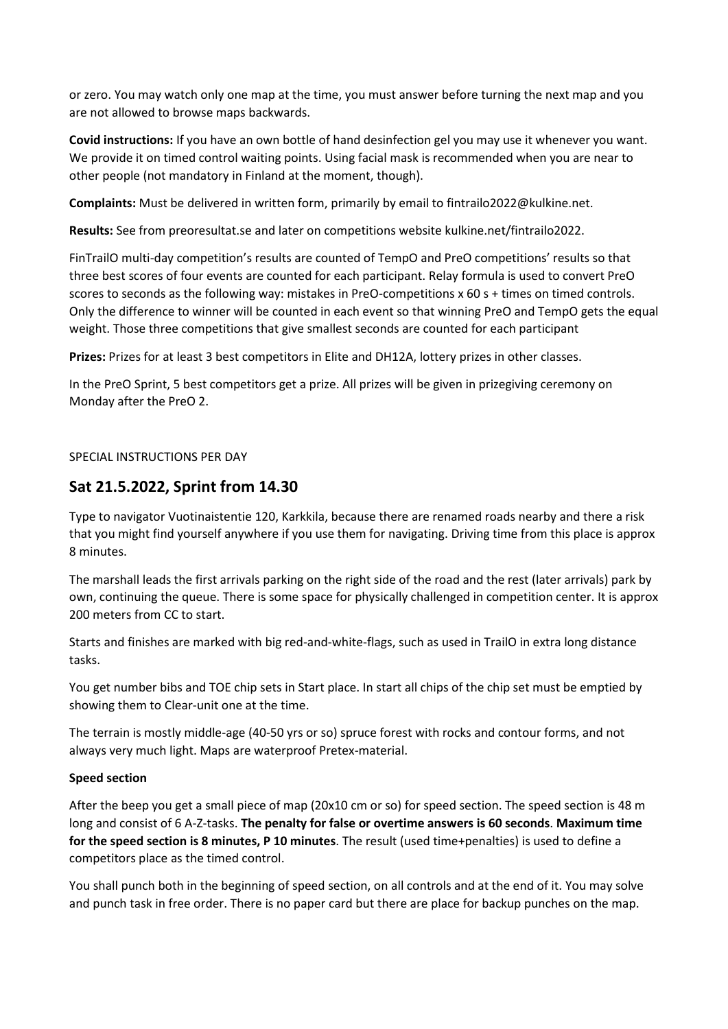or zero. You may watch only one map at the time, you must answer before turning the next map and you are not allowed to browse maps backwards.

**Covid instructions:** If you have an own bottle of hand desinfection gel you may use it whenever you want. We provide it on timed control waiting points. Using facial mask is recommended when you are near to other people (not mandatory in Finland at the moment, though).

**Complaints:** Must be delivered in written form, primarily by email to fintrailo2022@kulkine.net.

**Results:** See from preoresultat.se and later on competitions website kulkine.net/fintrailo2022.

FinTrailO multi-day competition's results are counted of TempO and PreO competitions' results so that three best scores of four events are counted for each participant. Relay formula is used to convert PreO scores to seconds as the following way: mistakes in PreO-competitions x 60 s + times on timed controls. Only the difference to winner will be counted in each event so that winning PreO and TempO gets the equal weight. Those three competitions that give smallest seconds are counted for each participant

**Prizes:** Prizes for at least 3 best competitors in Elite and DH12A, lottery prizes in other classes.

In the PreO Sprint, 5 best competitors get a prize. All prizes will be given in prizegiving ceremony on Monday after the PreO 2.

SPECIAL INSTRUCTIONS PER DAY

## Sat 21.5.2022, Sprint from 14.30

Type to navigator Vuotinaistentie 120, Karkkila, because there are renamed roads nearby and there a risk that you might find yourself anywhere if you use them for navigating. Driving time from this place is approx 8 minutes.

The marshall leads the first arrivals parking on the right side of the road and the rest (later arrivals) park by own, continuing the queue. There is some space for physically challenged in competition center. It is approx 200 meters from CC to start.

Starts and finishes are marked with big red-and-white-flags, such as used in TrailO in extra long distance tasks.

You get number bibs and TOE chip sets in Start place. In start all chips of the chip set must be emptied by showing them to Clear-unit one at the time.

The terrain is mostly middle-age (40-50 yrs or so) spruce forest with rocks and contour forms, and not always very much light. Maps are waterproof Pretex-material.

**Speed section**

After the beep you get a small piece of map (20x10 cm or so) for speed section. The speed section is 48 m long and consist of 6 A-Z-tasks. **The penalty for false or overtime answers is 60 seconds**. **Maximum time for the speed section is 8 minutes, P 10 minutes**. The result (used time+penalties) is used to define a competitors place as the timed control.

You shall punch both in the beginning of speed section, on all controls and at the end of it. You may solve and punch task in free order. There is no paper card but there are place for backup punches on the map.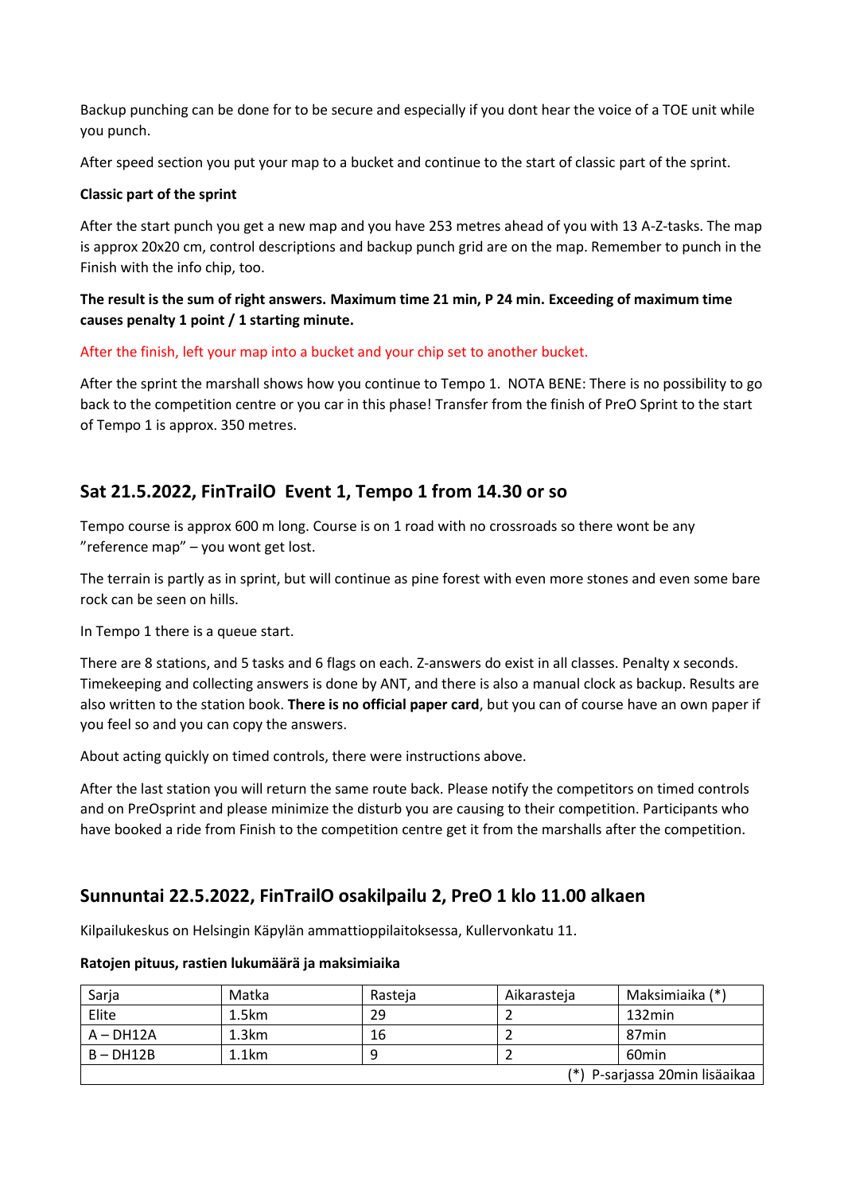Backup punching can be done for to be secure and especially if you dont hear the voice of a TOE unit while you punch.

After speed section you put your map to a bucket and continue to the start of classic part of the sprint.

**Classic part of the sprint**

After the start punch you get a new map and you have 253 metres ahead of you with 13 A-Z-tasks. The map is approx 20x20 cm, control descriptions and backup punch grid are on the map. Remember to punch in the Finish with the info chip, too.

**The result is the sum of right answers. Maximum time 21 min, P 24 min. Exceeding of maximum time causes penalty 1 point / 1 starting minute.**

After the finish, left your map into a bucket and your chip set to another bucket.

After the sprint the marshall shows how you continue to Tempo 1. NOTA BENE: There is no possibility to go back to the competition centre or you car in this phase! Transfer from the finish of PreO Sprint to the start of Tempo 1 is approx. 350 metres.

## Sat 21.5.2022, FinTrailO Event 1, Tempo 1 from 14.30 or so

Tempo course is approx 600 m long. Course is on 1 road with no crossroads so there wont be any ”reference map” – you wont get lost.

The terrain is partly as in sprint, but will continue as pine forest with even more stones and even some bare rock can be seen on hills.

In Tempo 1 there is a queue start.

There are 8 stations, and 5 tasks and 6 flags on each. Z-answers do exist in all classes. Penalty x seconds. Timekeeping and collecting answers is done by ANT, and there is also a manual clock as backup. Results are also written to the station book. **There is no official paper card**, but you can of course have an own paper if you feel so and you can copy the answers.

About acting quickly on timed controls, there were instructions above.

After the last station you will return the same route back. Please notify the competitors on timed controls and on PreOsprint and please minimize the disturb you are causing to their competition. Participants who have booked a ride from Finish to the competition centre get it from the marshalls after the competition.

## Sunnuntai 22.5.2022, FinTrailO osakilpailu 2, PreO 1 klo 11.00 alkaen

Kilpailukeskus on Helsingin Käpylän ammattioppilaitoksessa, Kullervonkatu 11.

**Ratojen pituus, rastien lukumäärä ja maksimiaika**

| Sarja | Matka | Rasteja | Aikarasteja | Maksimiaika (*) |
|---|---|---|---|---|
| Elite | 1.5km | 29 | 2 | 132min |
| A – DH12A | 1.3km | 16 | 2 | 87min |
| B – DH12B | 1.1km | 9 | 2 | 60min |
| | | | | (*) P-sarjassa 20min lisäaikaa |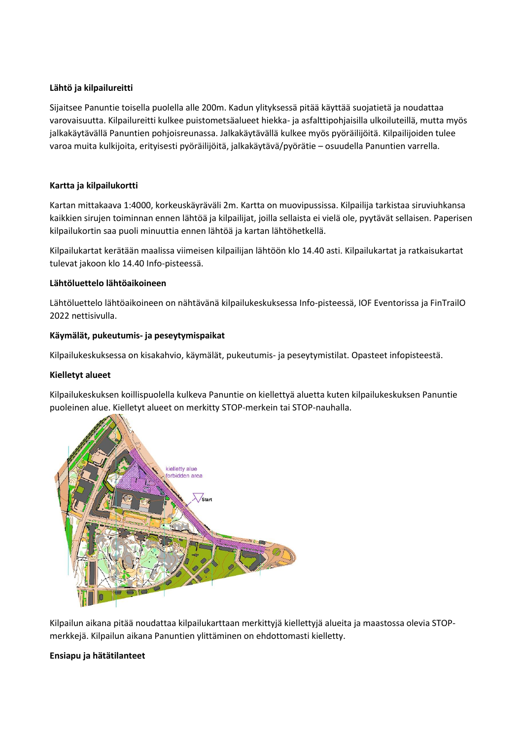**Lähtö ja kilpailureitti**

Sijaitsee Panuntie toisella puolella alle 200m. Kadun ylityksessä pitää käyttää suojatietä ja noudattaa varovaisuutta. Kilpailureitti kulkee puistometsäalueet hiekka- ja asfalttipohjaisilla ulkoiluteillä, mutta myös jalkakäytävällä Panuntien pohjoisreunassa. Jalkakäytävällä kulkee myös pyöräilijöitä. Kilpailijoiden tulee varoa muita kulkijoita, erityisesti pyöräilijöitä, jalkakäytävä/pyörätie – osuudella Panuntien varrella.

**Kartta ja kilpailukortti**

Kartan mittakaava 1:4000, korkeuskäyräväli 2m. Kartta on muovipussissa. Kilpailija tarkistaa siruviuhkansa kaikkien sirujen toiminnan ennen lähtöä ja kilpailijat, joilla sellaista ei vielä ole, pyytävät sellaisen. Paperisen kilpailukortin saa puoli minuuttia ennen lähtöä ja kartan lähtöhetkellä.

Kilpailukartat kerätään maalissa viimeisen kilpailijan lähtöön klo 14.40 asti. Kilpailukartat ja ratkaisukartat tulevat jakoon klo 14.40 Info-pisteessä.

**Lähtöluettelo lähtöaikoineen**

Lähtöluettelo lähtöaikoineen on nähtävänä kilpailukeskuksessa Info-pisteessä, IOF Eventorissa ja FinTrailO 2022 nettisivulla.

**Käymälät, pukeutumis- ja peseytymispaikat**

Kilpailukeskuksessa on kisakahvio, käymälät, pukeutumis- ja peseytymistilat. Opasteet infopisteestä.

**Kielletyt alueet**

Kilpailukeskuksen koillispuolella kulkeva Panuntie on kiellettyä aluetta kuten kilpailukeskuksen Panuntie puoleinen alue. Kielletyt alueet on merkitty STOP-merkein tai STOP-nauhalla.

kielletty alue
forbidden area

Start

Kilpailun aikana pitää noudattaa kilpailukarttaan merkittyjä kiellettyjä alueita ja maastossa olevia STOP-merkkejä. Kilpailun aikana Panuntien ylittäminen on ehdottomasti kielletty.

**Ensiapu ja hätätilanteet**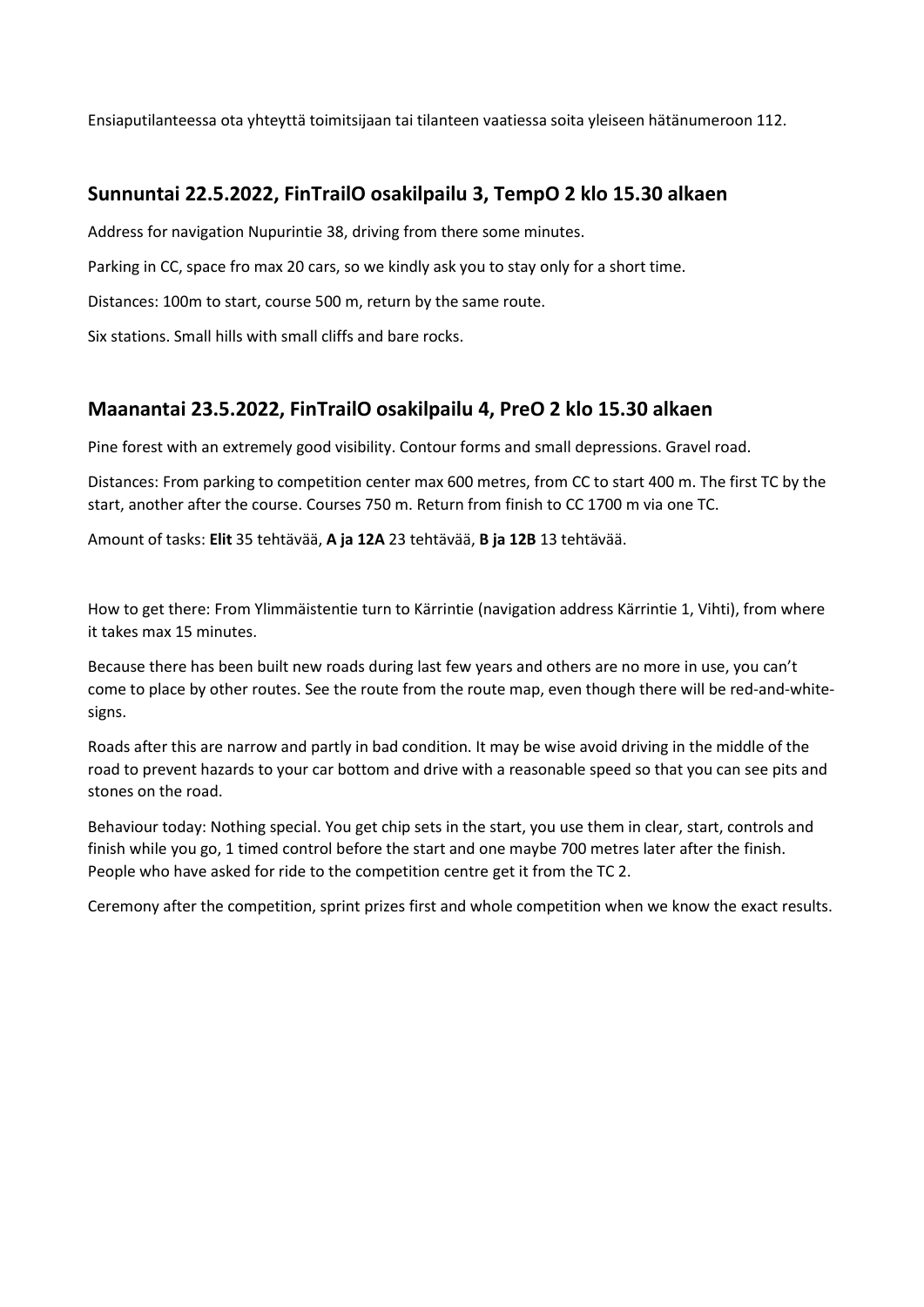Ensiaputilanteessa ota yhteyttä toimitsijaan tai tilanteen vaatiessa soita yleiseen hätänumeroon 112.

## Sunnuntai 22.5.2022, FinTrailO osakilpailu 3, TempO 2 klo 15.30 alkaen

Address for navigation Nupurintie 38, driving from there some minutes.

Parking in CC, space fro max 20 cars, so we kindly ask you to stay only for a short time.

Distances: 100m to start, course 500 m, return by the same route.

Six stations. Small hills with small cliffs and bare rocks.

## Maanantai 23.5.2022, FinTrailO osakilpailu 4, PreO 2 klo 15.30 alkaen

Pine forest with an extremely good visibility. Contour forms and small depressions. Gravel road.

Distances: From parking to competition center max 600 metres, from CC to start 400 m. The first TC by the start, another after the course. Courses 750 m. Return from finish to CC 1700 m via one TC.

Amount of tasks: **Elit** 35 tehtävää, **A ja 12A** 23 tehtävää, **B ja 12B** 13 tehtävää.

How to get there: From Ylimmäistentie turn to Kärrintie (navigation address Kärrintie 1, Vihti), from where it takes max 15 minutes.

Because there has been built new roads during last few years and others are no more in use, you can't come to place by other routes. See the route from the route map, even though there will be red-and-white-signs.

Roads after this are narrow and partly in bad condition. It may be wise avoid driving in the middle of the road to prevent hazards to your car bottom and drive with a reasonable speed so that you can see pits and stones on the road.

Behaviour today: Nothing special. You get chip sets in the start, you use them in clear, start, controls and finish while you go, 1 timed control before the start and one maybe 700 metres later after the finish. People who have asked for ride to the competition centre get it from the TC 2.

Ceremony after the competition, sprint prizes first and whole competition when we know the exact results.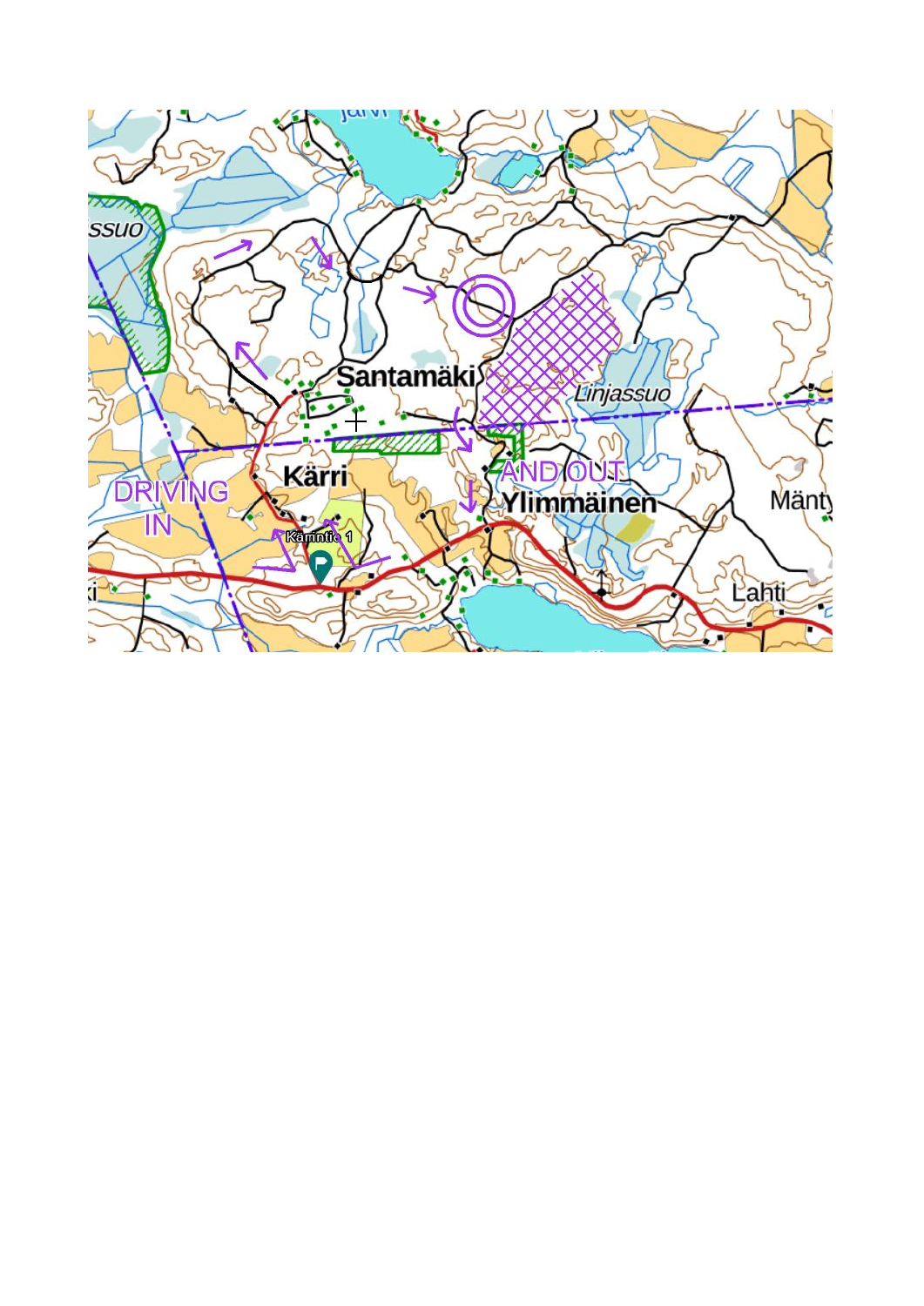DRIVING IN

AND OUT

Santamäki

Linjassuo

Kärri

Ylimmäinen

Kärrintie 1

Mänty

Lahti

ssuo

järvi